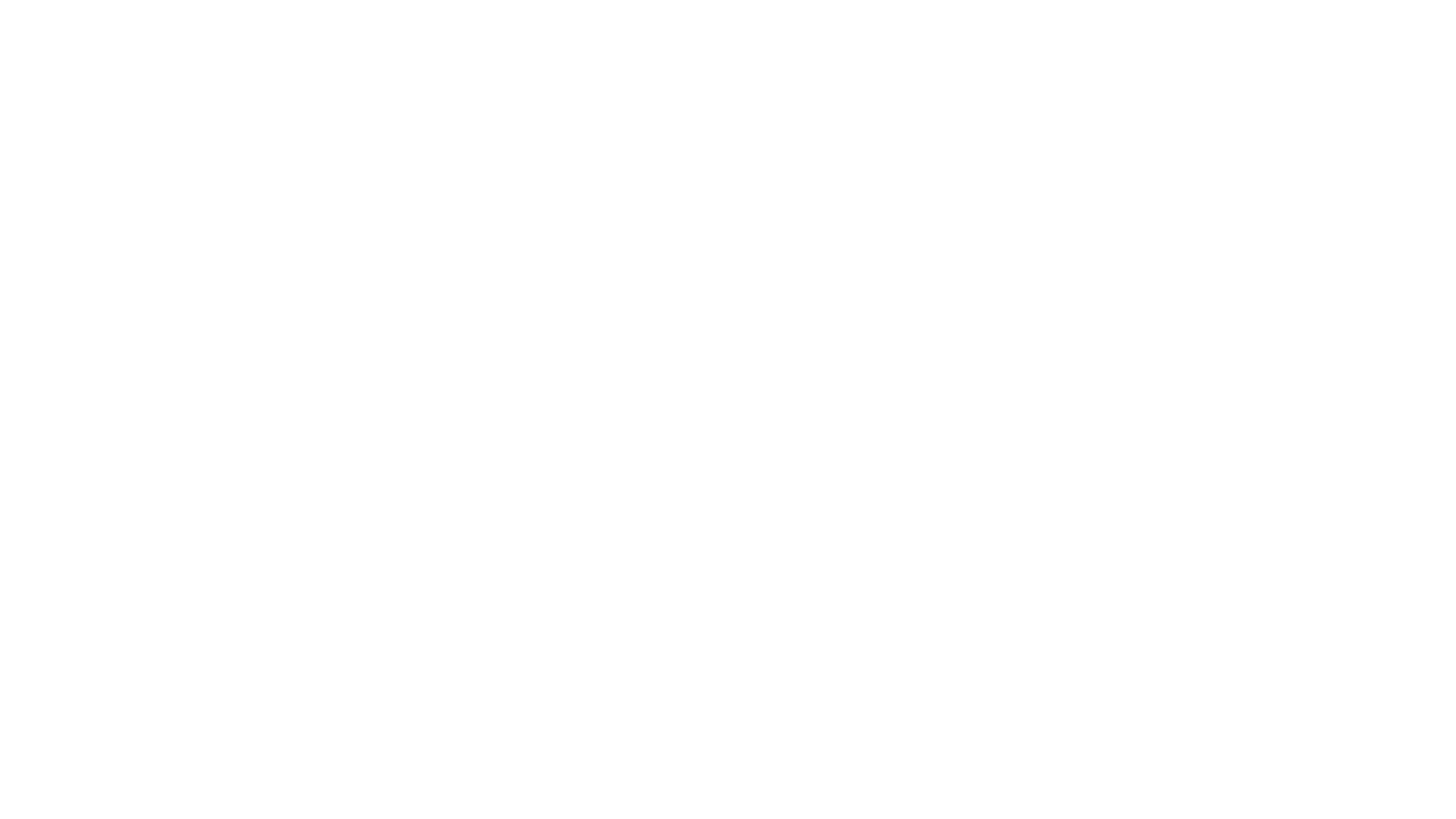

## **Hospital EHR – Medical Staff Newsletter May 2016, Volume 3, Issue 5**

**For questions, comments, or suggestions regarding the EHR or this newsletter, please contact me directly.** Suzanne Wilkerson, MD\_ Medial Director Hospital Clinical Informatics [swilkers@columbia-stmarys.org,](mailto:swilkers@columbia-stmarys.org) 414-326-2519 (office), 414-557-6860 (Pager)

## **Topics this month**

**In-House Support Reminder Hospital Progress Note Changes, 5.17.16 Stop Date/Time on prescriptions Pain Management Protocol, 5.9.16 Undue Exposure to Radiation Initiative and Alert, 5.17.16 Downtime EHR May 16, 12:30-4:30 AM EHR Maintenance and Sepsis Alert, 5.25.16 Tool Bar Link Improvements**

#### **In-House Support Reminder**

**In-house support is available Monday through Friday from 8am to 4pm on both Ozaukee and Milwaukee campuses from Caitlin and Kevin of the Clinical Informatics Team.** They have offices on each campus and can provide both in person as well as over the phone assistance. Please do not hesitate to contact them directly during these hours.

Connect to them directly by dialing Vocera and requesting "**EHR support."**

# **Ozaukee Vocera Phone: 262-243-6707**

#### **Milwaukee Vocera Phone: 414-585-1995**

Real-Time, In-House Support includes:

- Quick 1:1 assistance for help with using the EHR.
- Coaching sessions for EHR workflow and utilization optimization.
- Assistance with logging tickets for identified problems.

If potential needs are identified by other hospital staff members, you may be referred to Caitlin or Kevin. Please be gracious when you are contacted and use these coaching opportunities to enhance your efficient use of the EHR. The support team members are your allies and they want to help you. These interactions are also a good opportunity for sharing your ideas on how to improve the EHR.

**For urgent/emergent EHR technical assistance outside of the above hours, contact the Help Desk at 414-326-2400. When asked for an extension, choose "7" for expedited transfer to a service desk analyst.**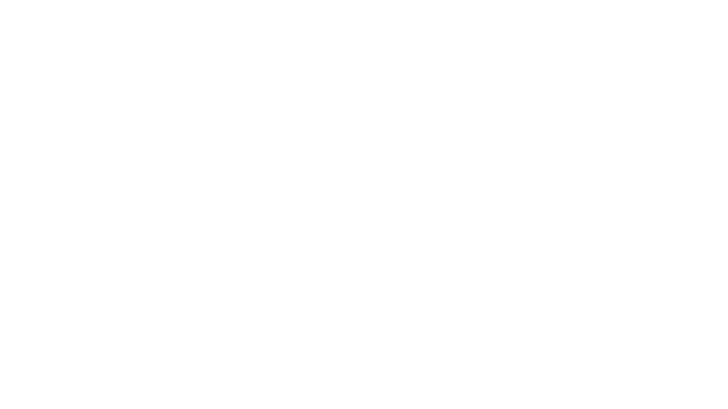## **Hospital Progress Note – Anticipated Discharge Date, 5.17.16**

**Starting 5.17.16 the "Anticipated Discharge Date" in the** *Hospital Progress Note* **template cannot be copiedforward.** You must enter a date each time you use the note. Although there is an option to free text instead of using an exact date, the free text option is for adding additional details and is not meant to replace the date. Case Management and other clinical team members rely on use of the calendar for "Anticipated Discharge Date." Even if you are not sure of the discharge date, choose a date based on your best estimation

If you are not the patient's attending physician, you may choose the new option, "Decision to be determined by the attending physician."

### **Stop Date/Time on prescriptions**

For non-maintenance medication prescriptions (such as antibiotics, pain medications, and prednisone,) be sure to complete Stop Date/Time in the Prescription. The EHR will then automatically move the medication to inactive category from active at that Date/Time. This improves the accuracy of the patient's medication list when the patient has return visits to both the hospital and clinics.

| Send To: CSM OZAUKEE PHCY (13133 N PORT WASHINGTON) ▼<br> ⊻ Details for  amoxicillin-clavulanate (amoxicillin-clavulanat |                                                    |                             |              |                                |                                                  |    |           |                  |  |
|--------------------------------------------------------------------------------------------------------------------------|----------------------------------------------------|-----------------------------|--------------|--------------------------------|--------------------------------------------------|----|-----------|------------------|--|
| Diagnoses                                                                                                                |                                                    |                             |              |                                |                                                  |    |           |                  |  |
|                                                                                                                          | Dose                                               | *Route of Admini *Frequency |              | Duration                       | *Dispense $\left  \frac{30}{100} \right $ Refill |    |           |                  |  |
|                                                                                                                          | $\bigcirc$ 1 tab(s)                                | PO (oral)                   | $\Box$ q12hr | $\blacktriangleright$ 7 day(s) | $14$ tab(s)                                      | ●◦ | the Solid | $  $ $   \times$ |  |
| Dosing Ingredient is amoxicillin (as trihydrate)                                                                         |                                                    |                             |              |                                |                                                  |    |           |                  |  |
|                                                                                                                          | Samples:<br>$\checkmark$                           |                             |              |                                |                                                  |    |           |                  |  |
|                                                                                                                          | 승내<br>*Stop Date/Time: 05 13/2016<br>1413<br>≑ CDT |                             |              |                                |                                                  |    |           |                  |  |

## **CSM Pharmacy Pain Management Protocol, 5.9.16**

Starting 5.9.16, all opiod medications will have a reference link when you search for the medication. You can use this link to view the CSM Pain Management Protocol. This link will provide quick access to the document to assist you in treating your patient. The document provides extensive information on opiods in an easy to read format. Information includes dosing, duration of action, and side effects as well as other facts including information related to switching from one opioid to another. Please see a copy of this document attached.

To access the document from the EHR click on the link next to the medication name.

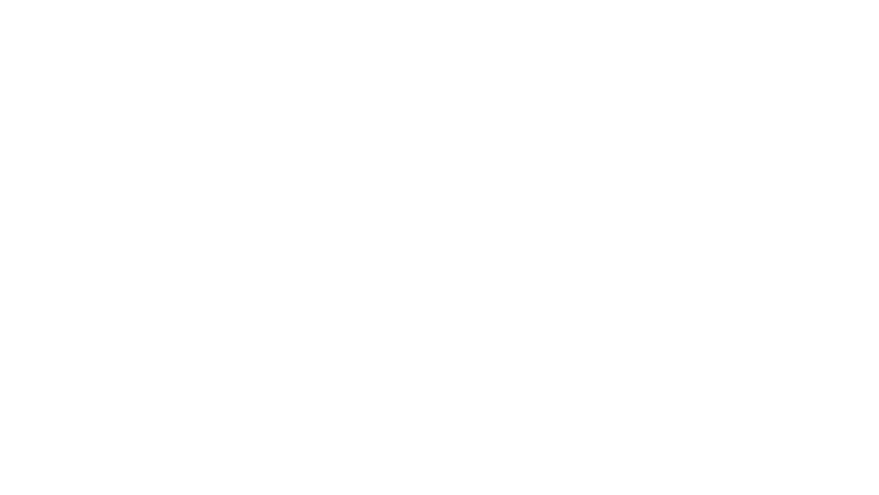## **Undue Exposure to Radiation Initiative and Alert, 5.17.16**

Recently, Ascension Health has established an initiative with the objective of reducing clinically unnecessary CT radiation exposure by 20% in two clinical situations.

- Ordering a Thorax CT exam on adults to rule out Pulmonary Embolism
- Ordering an Abdomen/Pelvis CT exam on pediatric patients to rule out Appendicitis

This initiative is based on recommendations from the American College of Radiology (ACR).

Clinical Decision Support (CDS) alerts will be available starting 5.17.16. These alerts have been created to guide Providers when ordering imaging for the above clinical situations.

Please read the attached communication and job aide for further details.

### **Downtime EHR May 16, 12:30-4:30 AM**

Due to a software upgrade, Cerner EHR will be unavailable from 12:30 a.m. - 4:30 a.m. on 5.16.16.

- 1. Patient Data Acquisition
	- 24/7 computers available on each unit. These are cycled every 5 minutes and will make available all data up until at least 5 minutes *prior to downtime*.
	- Tests resulted *during the downtime* will be available on paper in the patient's paper chart. If not available when needed, call the appropriate department.
- 2. Documentation with Dictation will be forwarded to message center for electronic signature after downtime
	- $-H&P-1100$
	- Internal Medicine/Family Medicine Consult 1400
	- Progress Note (for cross coverage) *1500*
- 3. Orders need to manually date and sign
	- Individual orders on paper order sheet handwritten on lined orders paper
	- Paper order sets can be accessed from desktops via this link.



The paper sets are not as up to date as the electronic order sets so please scrutinize for accuracy if used.

- 4. Medication Reconciliation need to manually date and sign
	- RN or pharmacist will complete medication history on paper form
	- Physician will "reconcile" the medications on the same form by indicated if meds should be continued or not. Space to indicate any necessary changes in dosing available.

## **EHR Maintenance and Sepsis Alert, 5.25.16**

On 5.26.16 there will be about 4 hours of EHR system maintenance activities performed that will impact the Sepsis alerts. This will cause a delay in the alerts firing. The alerts may be delayed up to 40 minutes. Expeditious response to the alerts is always imperative but will be even more so due to this delay.

Page | 3